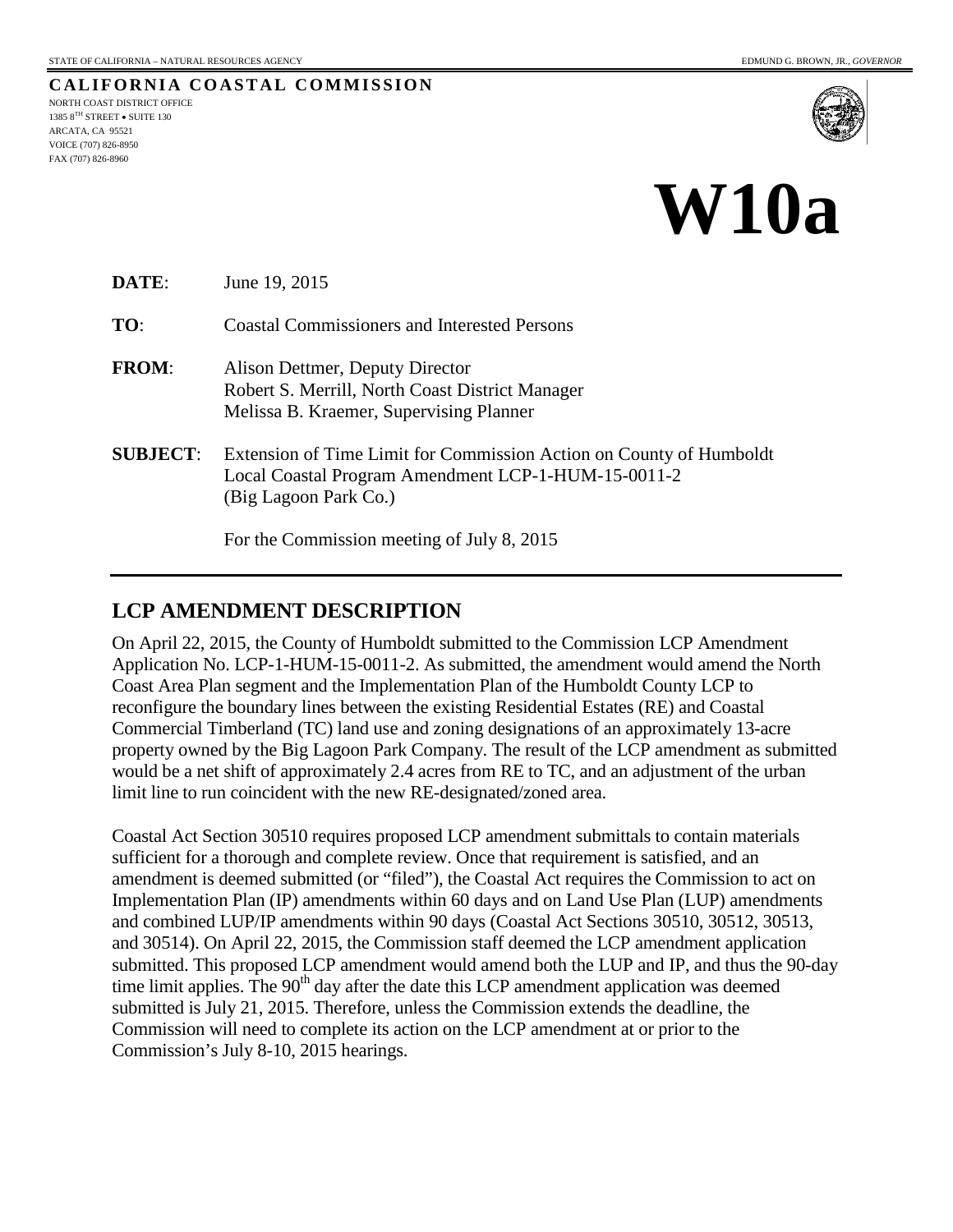STATE OF CALIFORNIA – NATURAL RESOURCES AGENCY EDMUND G. BROWN, JR., *GOVERNOR*

**CALIFORNIA COASTAL COMMISSION**

NORTH COAST DISTRICT OFFICE
1385 8TH STREET • SUITE 130
ARCATA, CA 95521
VOICE (707) 826-8950
FAX (707) 826-8960

# W10a

**DATE**: June 19, 2015

**TO**: Coastal Commissioners and Interested Persons

**FROM**: Alison Dettmer, Deputy Director
Robert S. Merrill, North Coast District Manager
Melissa B. Kraemer, Supervising Planner

**SUBJECT**: Extension of Time Limit for Commission Action on County of Humboldt Local Coastal Program Amendment LCP-1-HUM-15-0011-2 (Big Lagoon Park Co.)

For the Commission meeting of July 8, 2015

## LCP AMENDMENT DESCRIPTION

On April 22, 2015, the County of Humboldt submitted to the Commission LCP Amendment Application No. LCP-1-HUM-15-0011-2. As submitted, the amendment would amend the North Coast Area Plan segment and the Implementation Plan of the Humboldt County LCP to reconfigure the boundary lines between the existing Residential Estates (RE) and Coastal Commercial Timberland (TC) land use and zoning designations of an approximately 13-acre property owned by the Big Lagoon Park Company. The result of the LCP amendment as submitted would be a net shift of approximately 2.4 acres from RE to TC, and an adjustment of the urban limit line to run coincident with the new RE-designated/zoned area.

Coastal Act Section 30510 requires proposed LCP amendment submittals to contain materials sufficient for a thorough and complete review. Once that requirement is satisfied, and an amendment is deemed submitted (or "filed"), the Coastal Act requires the Commission to act on Implementation Plan (IP) amendments within 60 days and on Land Use Plan (LUP) amendments and combined LUP/IP amendments within 90 days (Coastal Act Sections 30510, 30512, 30513, and 30514). On April 22, 2015, the Commission staff deemed the LCP amendment application submitted. This proposed LCP amendment would amend both the LUP and IP, and thus the 90-day time limit applies. The 90th day after the date this LCP amendment application was deemed submitted is July 21, 2015. Therefore, unless the Commission extends the deadline, the Commission will need to complete its action on the LCP amendment at or prior to the Commission's July 8-10, 2015 hearings.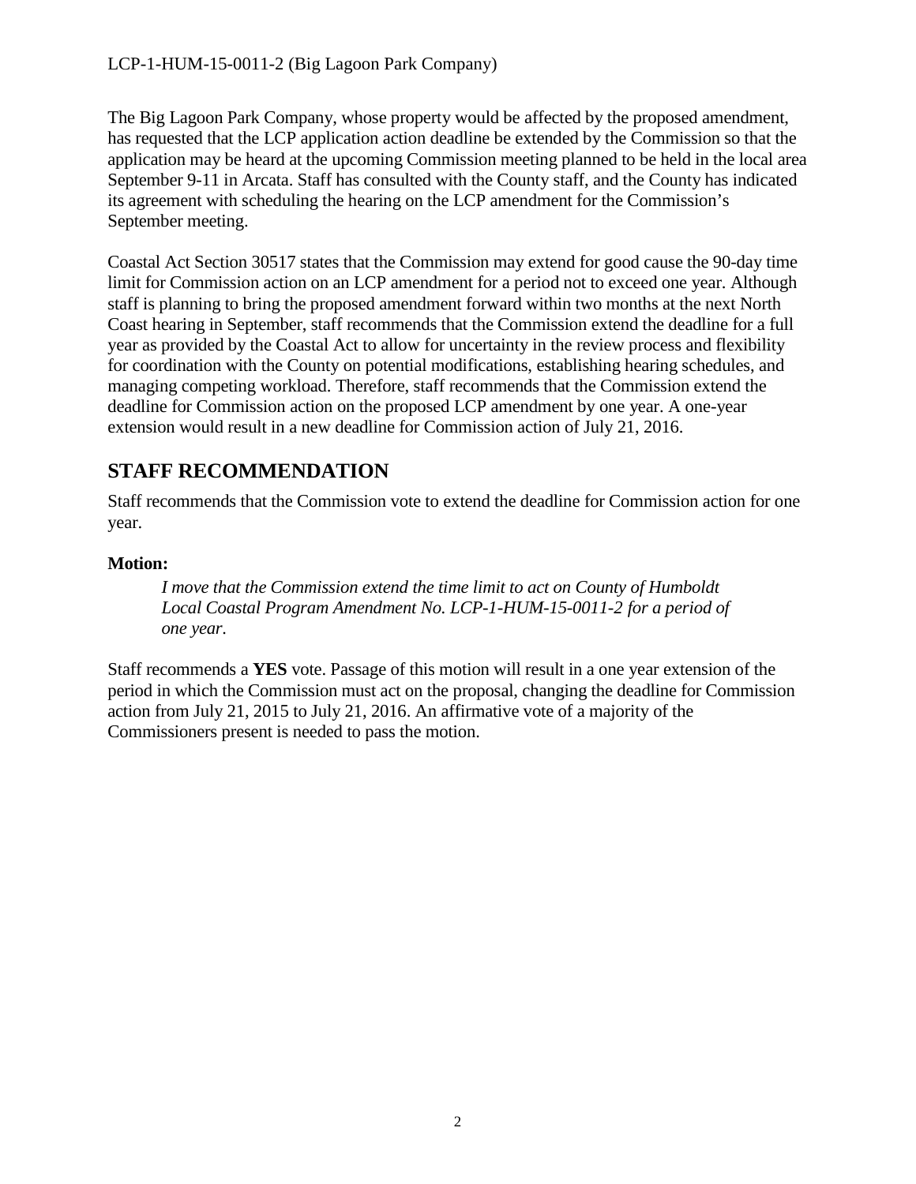The Big Lagoon Park Company, whose property would be affected by the proposed amendment, has requested that the LCP application action deadline be extended by the Commission so that the application may be heard at the upcoming Commission meeting planned to be held in the local area September 9-11 in Arcata. Staff has consulted with the County staff, and the County has indicated its agreement with scheduling the hearing on the LCP amendment for the Commission's September meeting.

Coastal Act Section 30517 states that the Commission may extend for good cause the 90-day time limit for Commission action on an LCP amendment for a period not to exceed one year. Although staff is planning to bring the proposed amendment forward within two months at the next North Coast hearing in September, staff recommends that the Commission extend the deadline for a full year as provided by the Coastal Act to allow for uncertainty in the review process and flexibility for coordination with the County on potential modifications, establishing hearing schedules, and managing competing workload. Therefore, staff recommends that the Commission extend the deadline for Commission action on the proposed LCP amendment by one year. A one-year extension would result in a new deadline for Commission action of July 21, 2016.

## STAFF RECOMMENDATION

Staff recommends that the Commission vote to extend the deadline for Commission action for one year.

**Motion:**

> *I move that the Commission extend the time limit to act on County of Humboldt Local Coastal Program Amendment No. LCP-1-HUM-15-0011-2 for a period of one year.*

Staff recommends a **YES** vote. Passage of this motion will result in a one year extension of the period in which the Commission must act on the proposal, changing the deadline for Commission action from July 21, 2015 to July 21, 2016. An affirmative vote of a majority of the Commissioners present is needed to pass the motion.